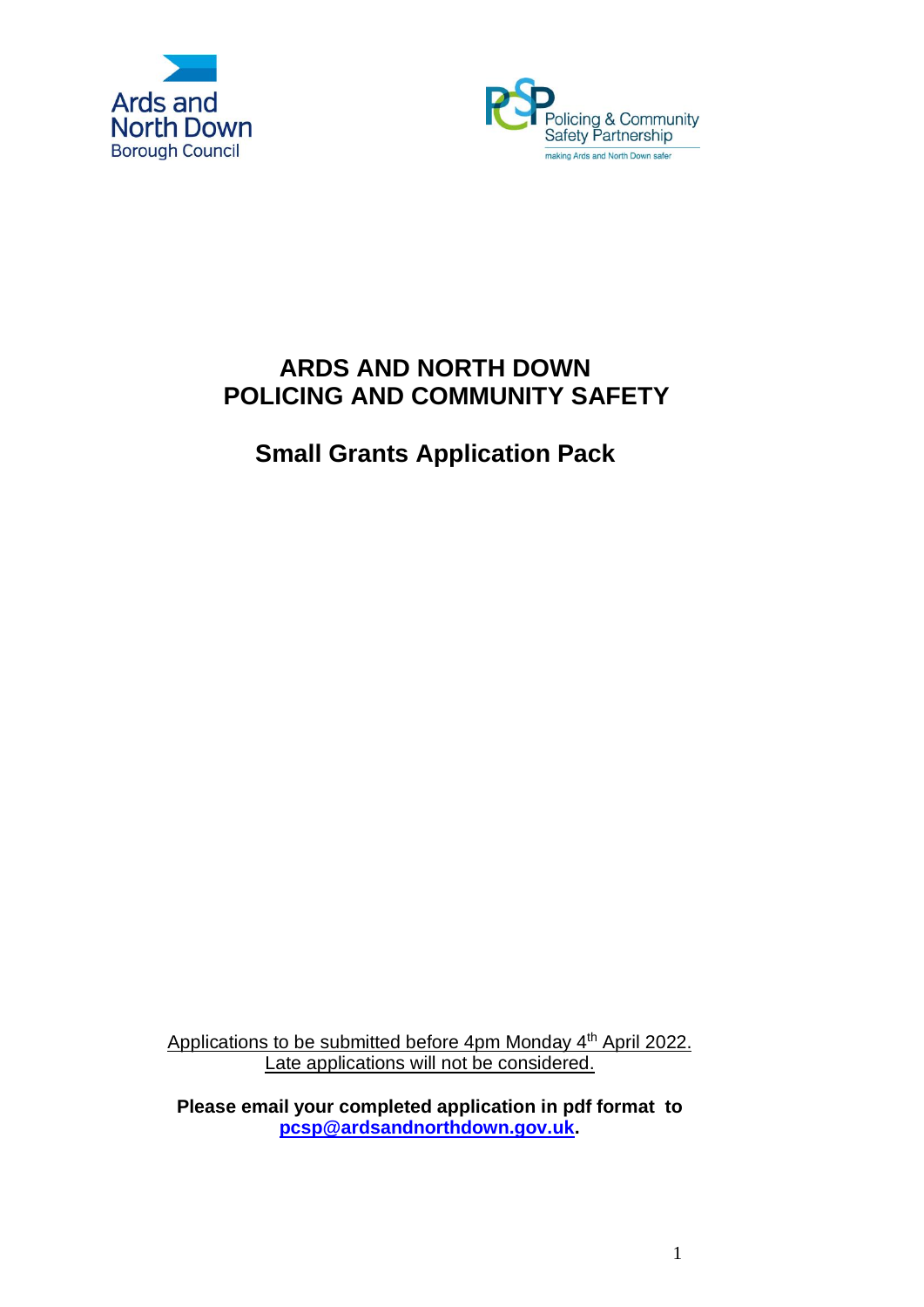Ards and North Down Borough Council

Policing & Community Safety Partnership
making Ards and North Down safer

# ARDS AND NORTH DOWN
# POLICING AND COMMUNITY SAFETY

## Small Grants Application Pack

Applications to be submitted before 4pm Monday 4th April 2022.
Late applications will not be considered.

**Please email your completed application in pdf format to [pcsp@ardsandnorthdown.gov.uk](mailto:pcsp@ardsandnorthdown.gov.uk).**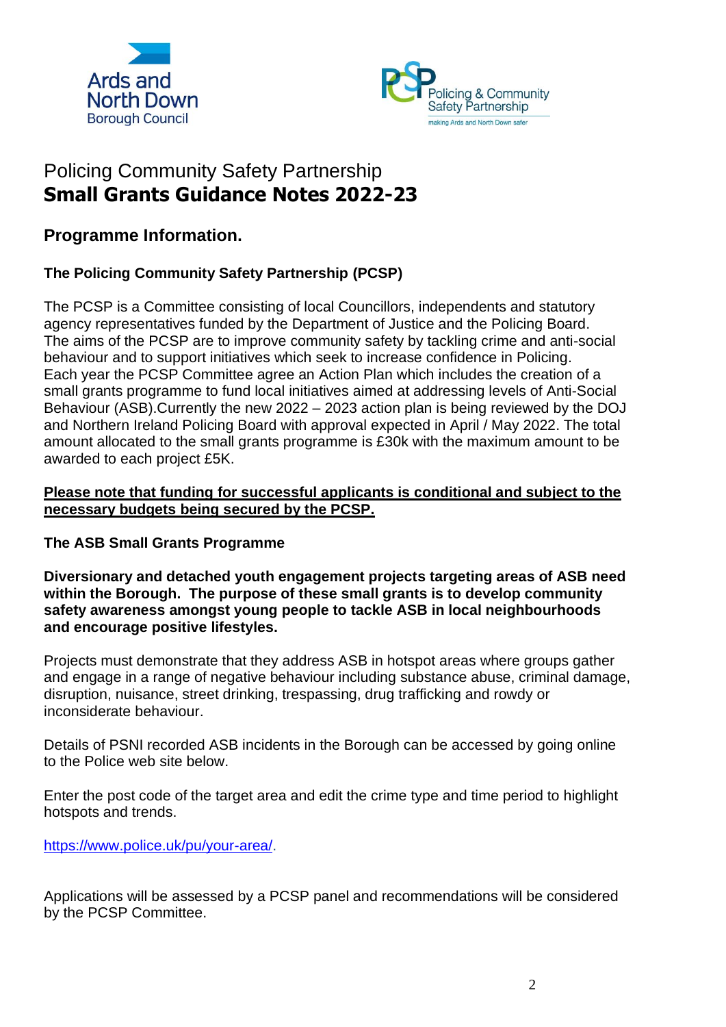# Policing Community Safety Partnership
# **Small Grants Guidance Notes 2022-23**

## Programme Information.

### The Policing Community Safety Partnership (PCSP)

The PCSP is a Committee consisting of local Councillors, independents and statutory agency representatives funded by the Department of Justice and the Policing Board. The aims of the PCSP are to improve community safety by tackling crime and anti-social behaviour and to support initiatives which seek to increase confidence in Policing. Each year the PCSP Committee agree an Action Plan which includes the creation of a small grants programme to fund local initiatives aimed at addressing levels of Anti-Social Behaviour (ASB).Currently the new 2022 – 2023 action plan is being reviewed by the DOJ and Northern Ireland Policing Board with approval expected in April / May 2022. The total amount allocated to the small grants programme is £30k with the maximum amount to be awarded to each project £5K.

**Please note that funding for successful applicants is conditional and subject to the necessary budgets being secured by the PCSP.**

### The ASB Small Grants Programme

**Diversionary and detached youth engagement projects targeting areas of ASB need within the Borough. The purpose of these small grants is to develop community safety awareness amongst young people to tackle ASB in local neighbourhoods and encourage positive lifestyles.**

Projects must demonstrate that they address ASB in hotspot areas where groups gather and engage in a range of negative behaviour including substance abuse, criminal damage, disruption, nuisance, street drinking, trespassing, drug trafficking and rowdy or inconsiderate behaviour.

Details of PSNI recorded ASB incidents in the Borough can be accessed by going online to the Police web site below.

Enter the post code of the target area and edit the crime type and time period to highlight hotspots and trends.

https://www.police.uk/pu/your-area/.

Applications will be assessed by a PCSP panel and recommendations will be considered by the PCSP Committee.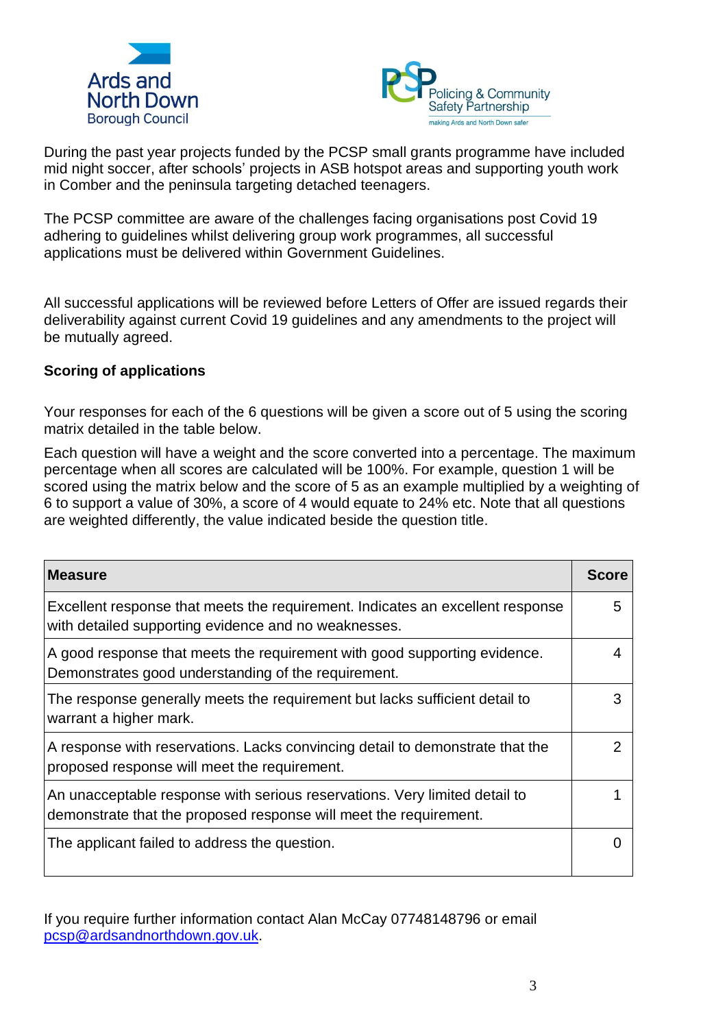During the past year projects funded by the PCSP small grants programme have included mid night soccer, after schools' projects in ASB hotspot areas and supporting youth work in Comber and the peninsula targeting detached teenagers.

The PCSP committee are aware of the challenges facing organisations post Covid 19 adhering to guidelines whilst delivering group work programmes, all successful applications must be delivered within Government Guidelines.

All successful applications will be reviewed before Letters of Offer are issued regards their deliverability against current Covid 19 guidelines and any amendments to the project will be mutually agreed.

**Scoring of applications**

Your responses for each of the 6 questions will be given a score out of 5 using the scoring matrix detailed in the table below.

Each question will have a weight and the score converted into a percentage. The maximum percentage when all scores are calculated will be 100%. For example, question 1 will be scored using the matrix below and the score of 5 as an example multiplied by a weighting of 6 to support a value of 30%, a score of 4 would equate to 24% etc. Note that all questions are weighted differently, the value indicated beside the question title.

| Measure | Score |
|---|---|
| Excellent response that meets the requirement. Indicates an excellent response with detailed supporting evidence and no weaknesses. | 5 |
| A good response that meets the requirement with good supporting evidence. Demonstrates good understanding of the requirement. | 4 |
| The response generally meets the requirement but lacks sufficient detail to warrant a higher mark. | 3 |
| A response with reservations. Lacks convincing detail to demonstrate that the proposed response will meet the requirement. | 2 |
| An unacceptable response with serious reservations. Very limited detail to demonstrate that the proposed response will meet the requirement. | 1 |
| The applicant failed to address the question. | 0 |

If you require further information contact Alan McCay 07748148796 or email pcsp@ardsandnorthdown.gov.uk.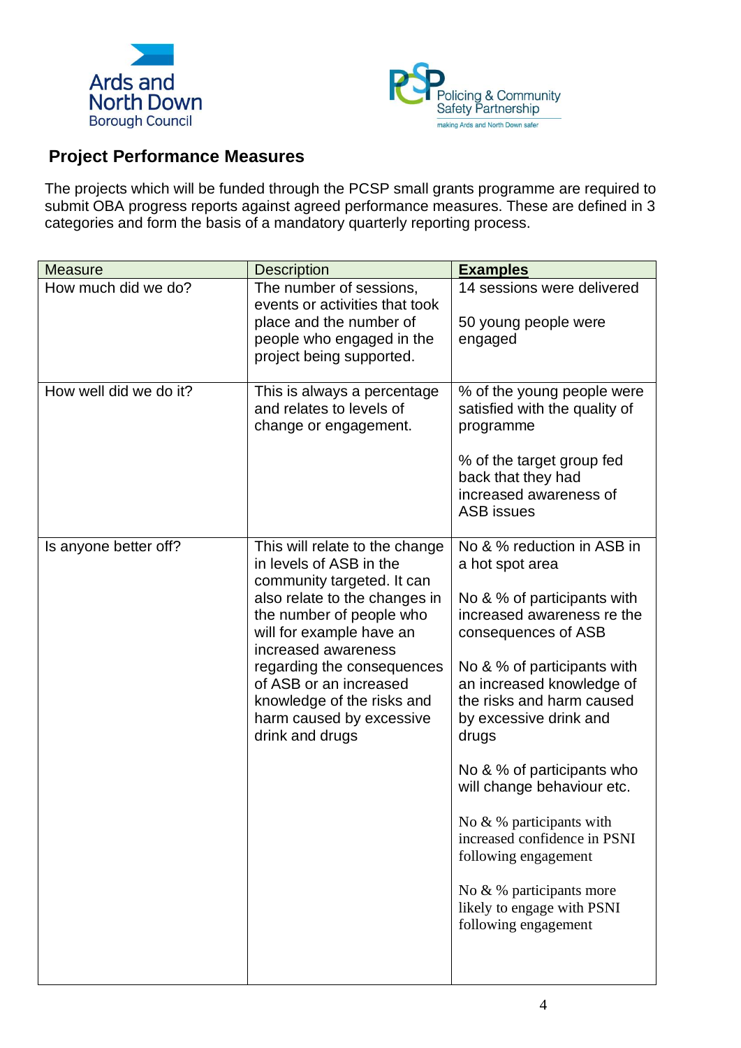Ards and North Down Borough Council

Policing & Community Safety Partnership
making Ards and North Down safer

## Project Performance Measures

The projects which will be funded through the PCSP small grants programme are required to submit OBA progress reports against agreed performance measures. These are defined in 3 categories and form the basis of a mandatory quarterly reporting process.

| Measure | Description | **Examples** |
|---|---|---|
| How much did we do? | The number of sessions, events or activities that took place and the number of people who engaged in the project being supported. | 14 sessions were delivered<br><br>50 young people were engaged |
| How well did we do it? | This is always a percentage and relates to levels of change or engagement. | % of the young people were satisfied with the quality of programme<br><br>% of the target group fed back that they had increased awareness of ASB issues |
| Is anyone better off? | This will relate to the change in levels of ASB in the community targeted. It can also relate to the changes in the number of people who will for example have an increased awareness regarding the consequences of ASB or an increased knowledge of the risks and harm caused by excessive drink and drugs | No & % reduction in ASB in a hot spot area<br><br>No & % of participants with increased awareness re the consequences of ASB<br><br>No & % of participants with an increased knowledge of the risks and harm caused by excessive drink and drugs<br><br>No & % of participants who will change behaviour etc.<br><br>No & % participants with increased confidence in PSNI following engagement<br><br>No & % participants more likely to engage with PSNI following engagement |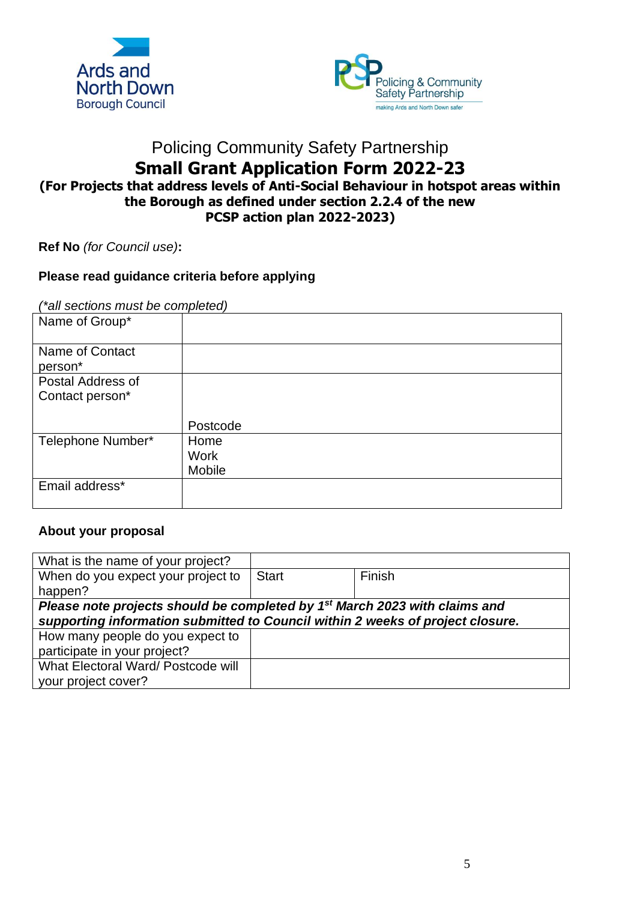Ards and North Down Borough Council

Policing & Community Safety Partnership
making Ards and North Down safer

# Policing Community Safety Partnership

## Small Grant Application Form 2022-23

### (For Projects that address levels of Anti-Social Behaviour in hotspot areas within the Borough as defined under section 2.2.4 of the new PCSP action plan 2022-2023)

**Ref No** *(for Council use)***:**

**Please read guidance criteria before applying**

*(\*all sections must be completed)*

| | |
|---|---|
| Name of Group* | |
| Name of Contact person* | |
| Postal Address of Contact person* | Postcode |
| Telephone Number* | Home<br>Work<br>Mobile |
| Email address* | |

**About your proposal**

| | | |
|---|---|---|
| What is the name of your project? | | |
| When do you expect your project to happen? | Start | Finish |
| ***Please note projects should be completed by 1st March 2023 with claims and supporting information submitted to Council within 2 weeks of project closure.*** | | |
| How many people do you expect to participate in your project? | | |
| What Electoral Ward/ Postcode will your project cover? | | |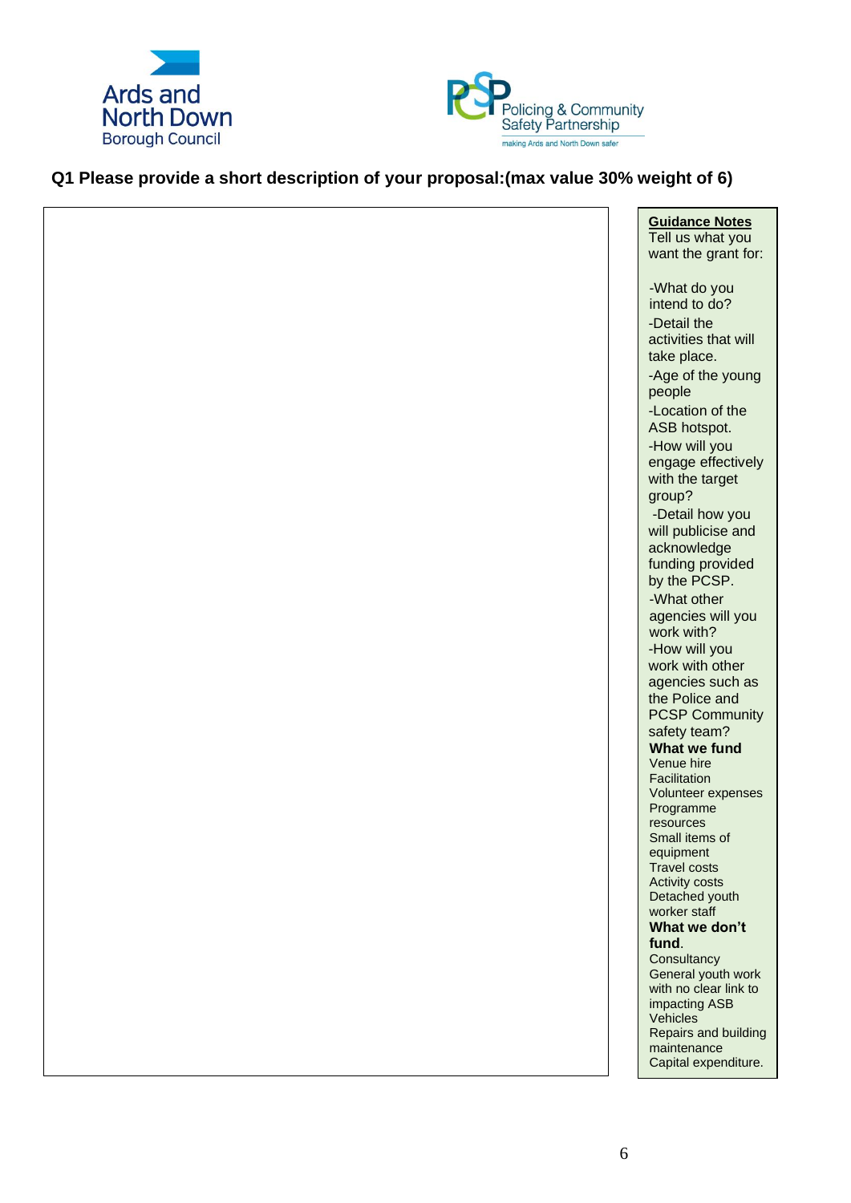Ards and North Down Borough Council

Policing & Community Safety Partnership – making Ards and North Down safer

## Q1 Please provide a short description of your proposal:(max value 30% weight of 6)

| | Guidance Notes |
|---|---|
| | **Guidance Notes**<br>Tell us what you want the grant for:<br><br>-What do you intend to do?<br>-Detail the activities that will take place.<br>-Age of the young people<br>-Location of the ASB hotspot.<br>-How will you engage effectively with the target group?<br>-Detail how you will publicise and acknowledge funding provided by the PCSP.<br>-What other agencies will you work with?<br>-How will you work with other agencies such as the Police and PCSP Community safety team?<br>**What we fund**<br>Venue hire<br>Facilitation<br>Volunteer expenses<br>Programme resources<br>Small items of equipment<br>Travel costs<br>Activity costs<br>Detached youth worker staff<br>**What we don't fund**.<br>Consultancy<br>General youth work with no clear link to impacting ASB<br>Vehicles<br>Repairs and building maintenance<br>Capital expenditure. |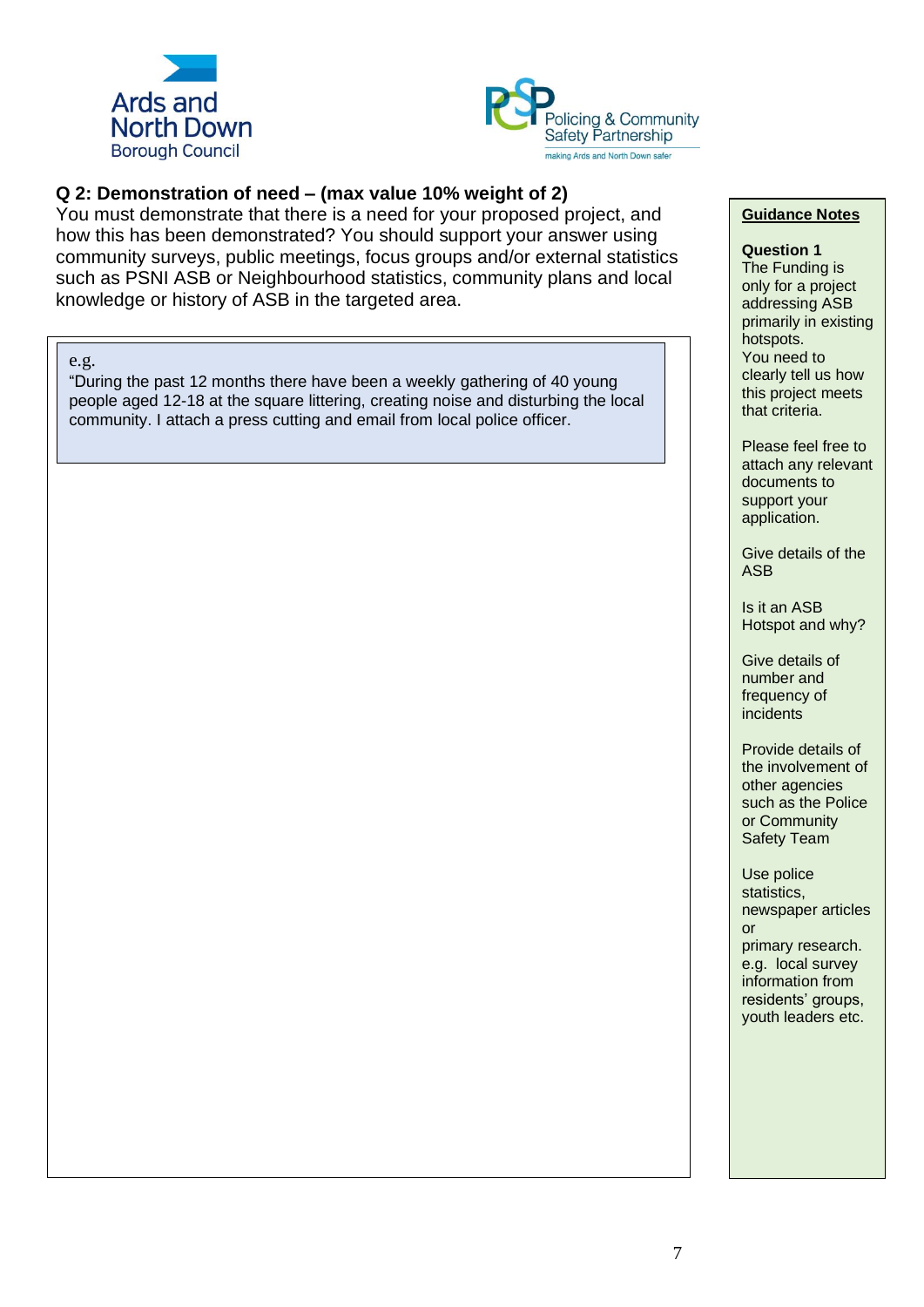Ards and North Down Borough Council

Policing & Community Safety Partnership — making Ards and North Down safer

## Q 2: Demonstration of need – (max value 10% weight of 2)

You must demonstrate that there is a need for your proposed project, and how this has been demonstrated? You should support your answer using community surveys, public meetings, focus groups and/or external statistics such as PSNI ASB or Neighbourhood statistics, community plans and local knowledge or history of ASB in the targeted area.

> e.g.
> "During the past 12 months there have been a weekly gathering of 40 young people aged 12-18 at the square littering, creating noise and disturbing the local community. I attach a press cutting and email from local police officer.

**Guidance Notes**

**Question 1**
The Funding is only for a project addressing ASB primarily in existing hotspots.
You need to clearly tell us how this project meets that criteria.

Please feel free to attach any relevant documents to support your application.

Give details of the ASB

Is it an ASB Hotspot and why?

Give details of number and frequency of incidents

Provide details of the involvement of other agencies such as the Police or Community Safety Team

Use police statistics, newspaper articles or primary research. e.g. local survey information from residents' groups, youth leaders etc.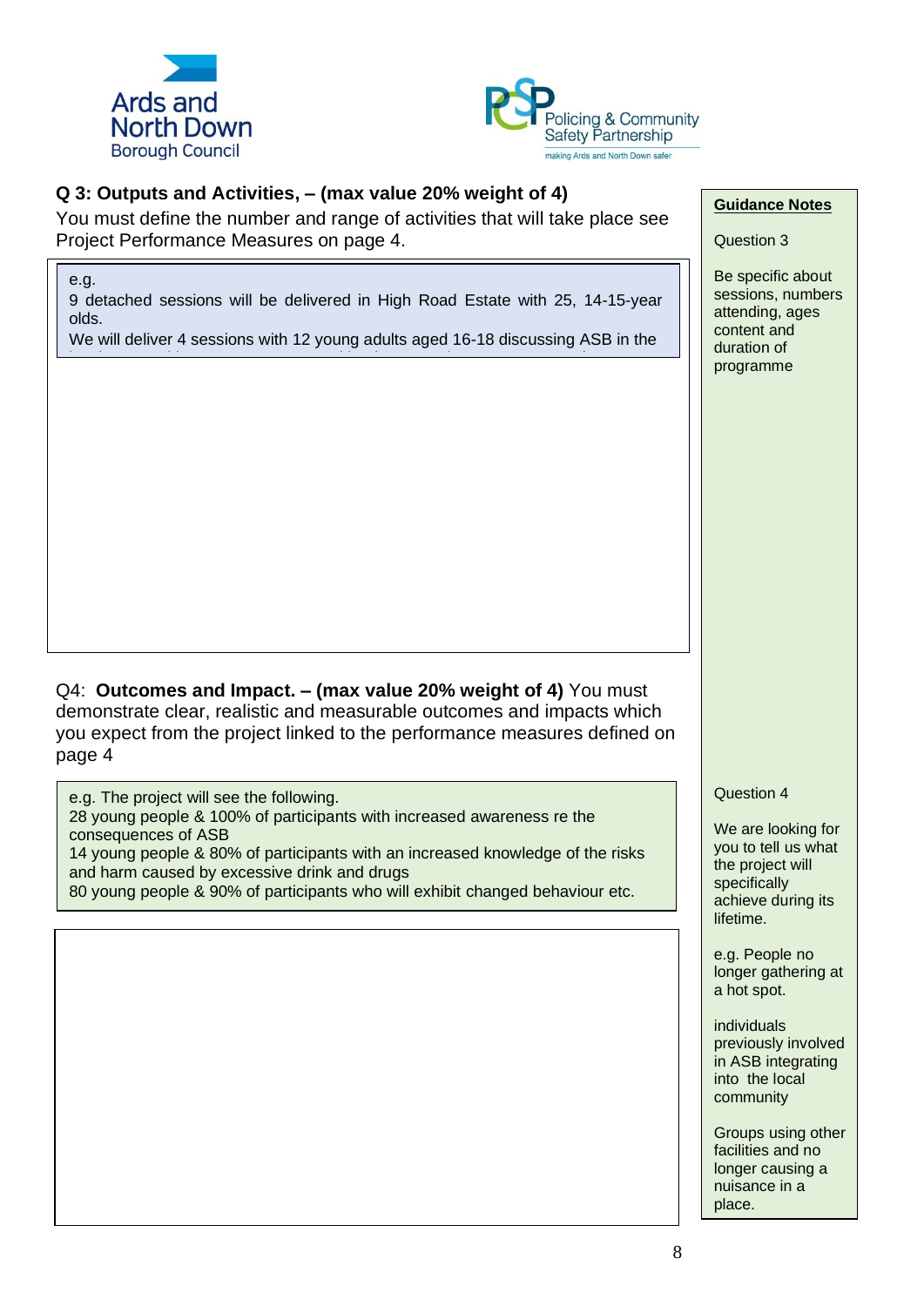Ards and North Down Borough Council

Policing & Community Safety Partnership
making Ards and North Down safer

**Q 3: Outputs and Activities, – (max value 20% weight of 4)**
You must define the number and range of activities that will take place see Project Performance Measures on page 4.

> e.g.
> 9 detached sessions will be delivered in High Road Estate with 25, 14-15-year olds.
> We will deliver 4 sessions with 12 young adults aged 16-18 discussing ASB in the

**Guidance Notes**

Question 3

Be specific about sessions, numbers attending, ages content and duration of programme

Q4: **Outcomes and Impact. – (max value 20% weight of 4)** You must demonstrate clear, realistic and measurable outcomes and impacts which you expect from the project linked to the performance measures defined on page 4

> e.g. The project will see the following.
> 28 young people & 100% of participants with increased awareness re the consequences of ASB
> 14 young people & 80% of participants with an increased knowledge of the risks and harm caused by excessive drink and drugs
> 80 young people & 90% of participants who will exhibit changed behaviour etc.

Question 4

We are looking for you to tell us what the project will specifically achieve during its lifetime.

e.g. People no longer gathering at a hot spot.

individuals previously involved in ASB integrating into the local community

Groups using other facilities and no longer causing a nuisance in a place.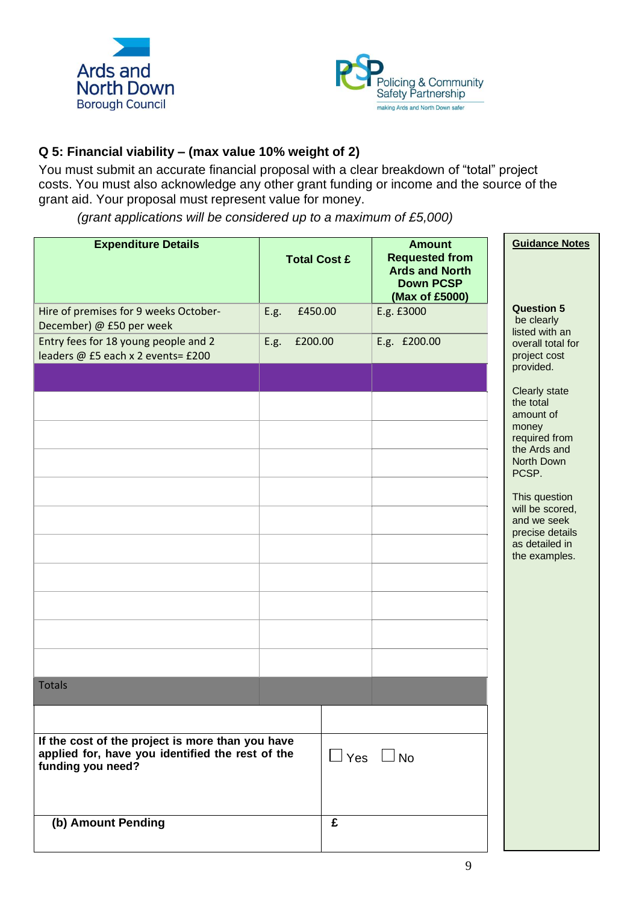Ards and North Down Borough Council

Policing & Community Safety Partnership
making Ards and North Down safer

### Q 5: Financial viability – (max value 10% weight of 2)

You must submit an accurate financial proposal with a clear breakdown of "total" project costs. You must also acknowledge any other grant funding or income and the source of the grant aid. Your proposal must represent value for money.

*(grant applications will be considered up to a maximum of £5,000)*

| Expenditure Details | Total Cost £ | Amount Requested from Ards and North Down PCSP (Max of £5000) |
|---|---|---|
| Hire of premises for 9 weeks October-December) @ £50 per week | E.g. £450.00 | E.g. £3000 |
| Entry fees for 18 young people and 2 leaders @ £5 each x 2 events= £200 | E.g. £200.00 | E.g. £200.00 |
| | | |
| | | |
| | | |
| | | |
| | | |
| | | |
| | | |
| | | |
| | | |
| | | |
| | | |
| Totals | | |

| | |
|---|---|
| | |
| **If the cost of the project is more than you have applied for, have you identified the rest of the funding you need?** | ☐ Yes ☐ No |
| **(b) Amount Pending** | **£** |

**Guidance Notes**

**Question 5** be clearly listed with an overall total for project cost provided.

Clearly state the total amount of money required from the Ards and North Down PCSP.

This question will be scored, and we seek precise details as detailed in the examples.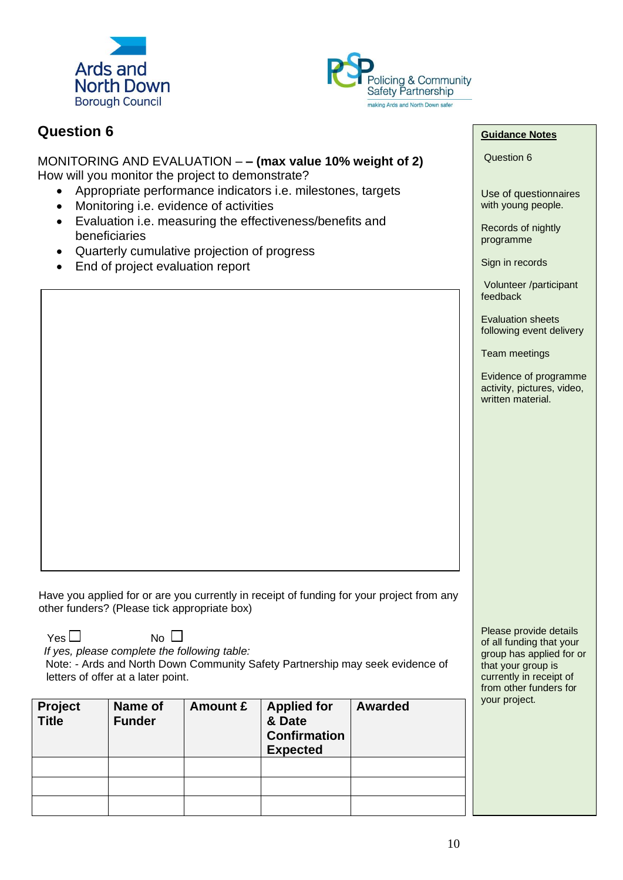Ards and North Down Borough Council

Policing & Community Safety Partnership
making Ards and North Down safer

## Question 6

MONITORING AND EVALUATION – **– (max value 10% weight of 2)**
How will you monitor the project to demonstrate?

- Appropriate performance indicators i.e. milestones, targets
- Monitoring i.e. evidence of activities
- Evaluation i.e. measuring the effectiveness/benefits and beneficiaries
- Quarterly cumulative projection of progress
- End of project evaluation report

Have you applied for or are you currently in receipt of funding for your project from any other funders? (Please tick appropriate box)

Yes ☐ No ☐

*If yes, please complete the following table:*
Note: - Ards and North Down Community Safety Partnership may seek evidence of letters of offer at a later point.

| Project Title | Name of Funder | Amount £ | Applied for & Date Confirmation Expected | Awarded |
|---|---|---|---|---|
| | | | | |
| | | | | |
| | | | | |

**Guidance Notes**

Question 6

Use of questionnaires with young people.

Records of nightly programme

Sign in records

Volunteer /participant feedback

Evaluation sheets following event delivery

Team meetings

Evidence of programme activity, pictures, video, written material.

Please provide details of all funding that your group has applied for or that your group is currently in receipt of from other funders for your project.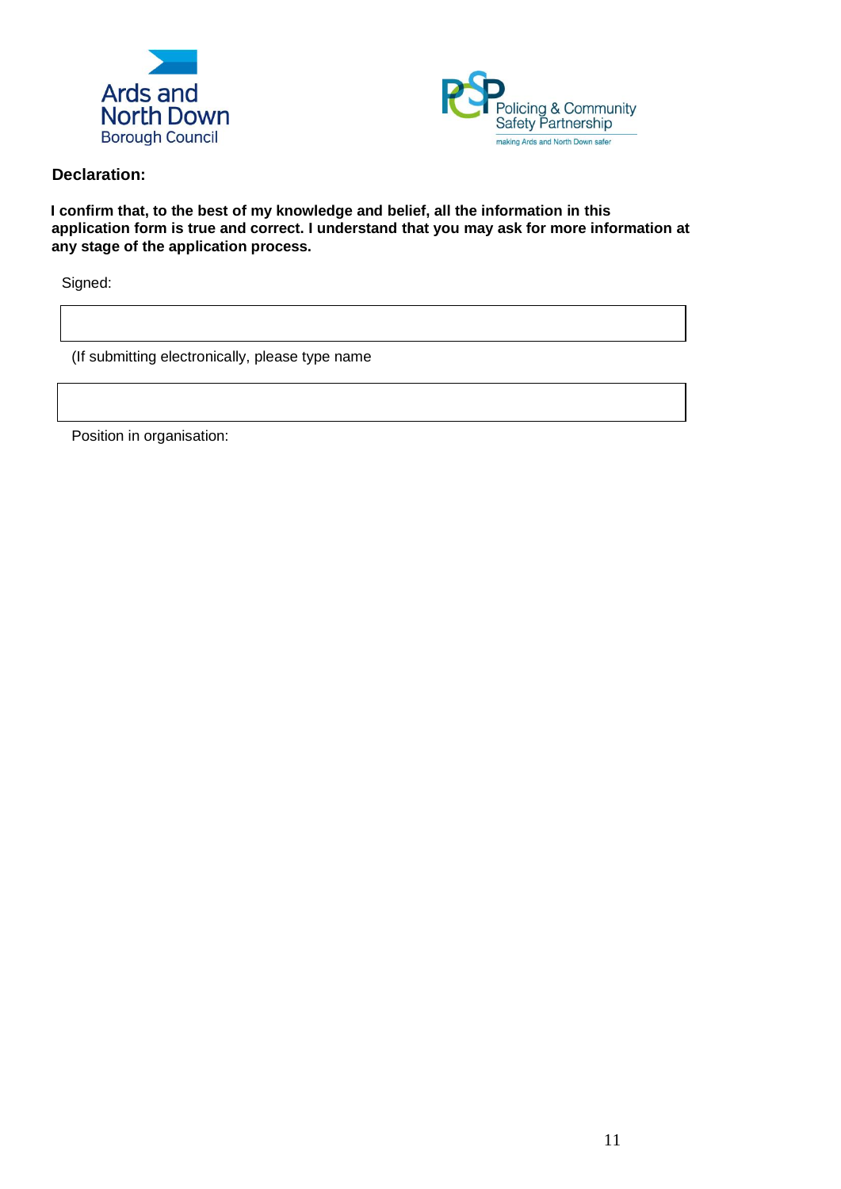**Declaration:**

**I confirm that, to the best of my knowledge and belief, all the information in this application form is true and correct. I understand that you may ask for more information at any stage of the application process.**

Signed:

| |
|---|

(If submitting electronically, please type name

| |
|---|

Position in organisation: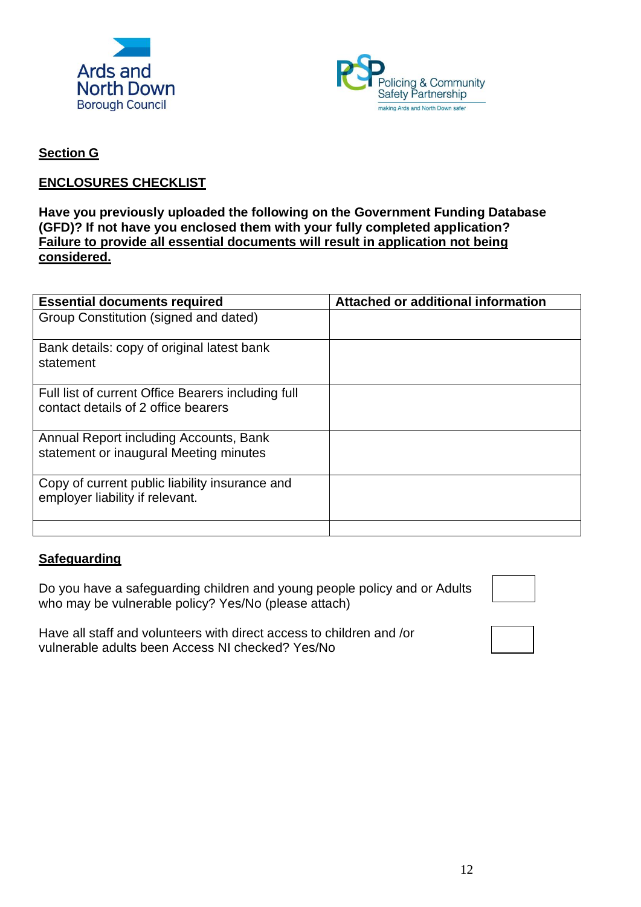Ards and North Down Borough Council

Policing & Community Safety Partnership
making Ards and North Down safer

**Section G**

**ENCLOSURES CHECKLIST**

**Have you previously uploaded the following on the Government Funding Database (GFD)? If not have you enclosed them with your fully completed application?**
**Failure to provide all essential documents will result in application not being considered.**

| Essential documents required | Attached or additional information |
| --- | --- |
| Group Constitution (signed and dated) | |
| Bank details: copy of original latest bank statement | |
| Full list of current Office Bearers including full contact details of 2 office bearers | |
| Annual Report including Accounts, Bank statement or inaugural Meeting minutes | |
| Copy of current public liability insurance and employer liability if relevant. | |
| | |

**Safeguarding**

Do you have a safeguarding children and young people policy and or Adults who may be vulnerable policy? Yes/No (please attach) ☐

Have all staff and volunteers with direct access to children and /or vulnerable adults been Access NI checked? Yes/No ☐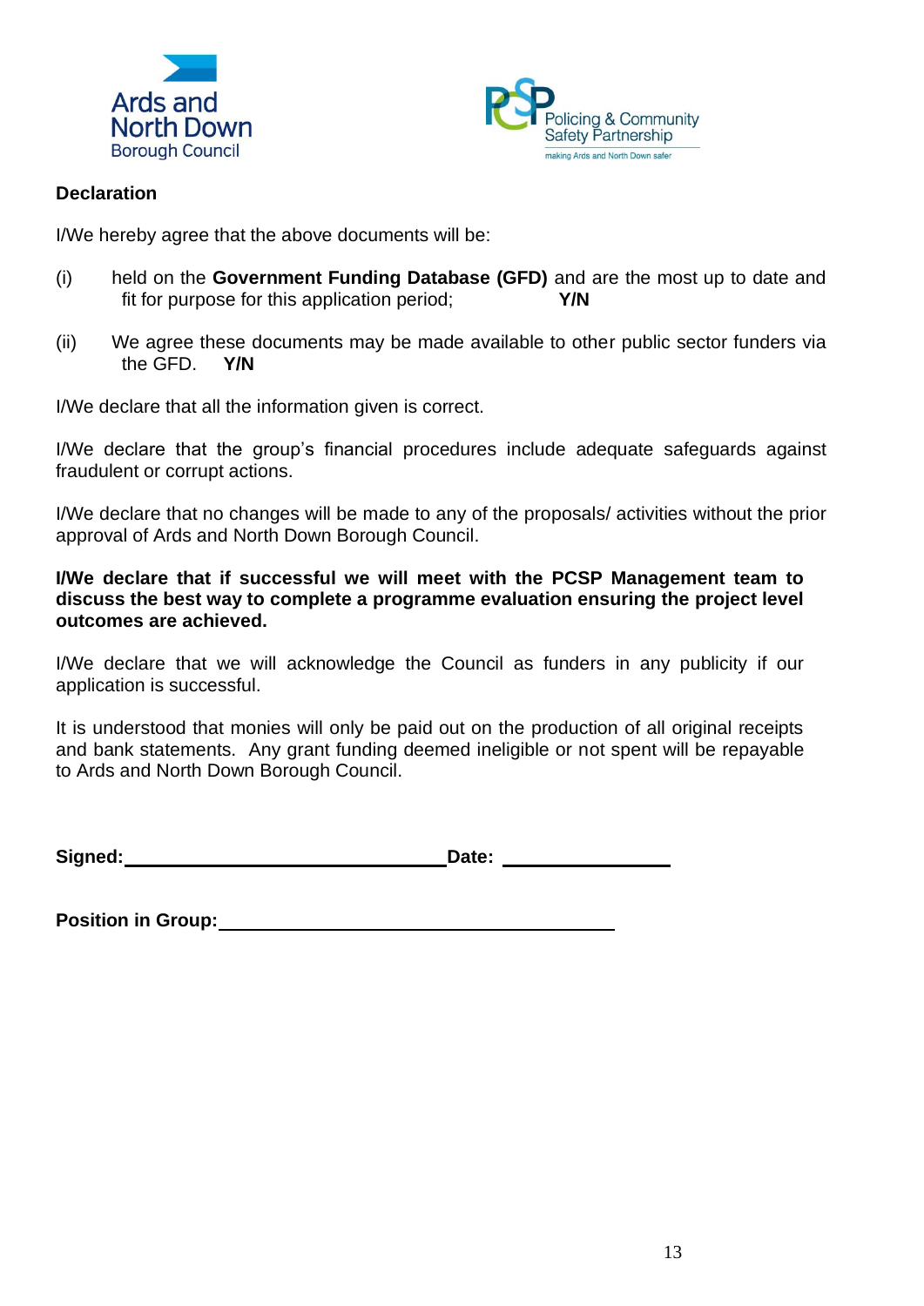Ards and North Down Borough Council

Policing & Community Safety Partnership
making Ards and North Down safer

**Declaration**

I/We hereby agree that the above documents will be:

(i) held on the **Government Funding Database (GFD)** and are the most up to date and fit for purpose for this application period; **Y/N**

(ii) We agree these documents may be made available to other public sector funders via the GFD. **Y/N**

I/We declare that all the information given is correct.

I/We declare that the group's financial procedures include adequate safeguards against fraudulent or corrupt actions.

I/We declare that no changes will be made to any of the proposals/ activities without the prior approval of Ards and North Down Borough Council.

**I/We declare that if successful we will meet with the PCSP Management team to discuss the best way to complete a programme evaluation ensuring the project level outcomes are achieved.**

I/We declare that we will acknowledge the Council as funders in any publicity if our application is successful.

It is understood that monies will only be paid out on the production of all original receipts and bank statements. Any grant funding deemed ineligible or not spent will be repayable to Ards and North Down Borough Council.

**Signed:** \_\_\_\_\_\_\_\_\_\_\_\_\_\_\_\_\_\_\_\_\_\_\_\_\_\_\_\_\_\_ **Date:** \_\_\_\_\_\_\_\_\_\_\_\_\_\_\_\_

**Position in Group:** \_\_\_\_\_\_\_\_\_\_\_\_\_\_\_\_\_\_\_\_\_\_\_\_\_\_\_\_\_\_\_\_\_\_\_\_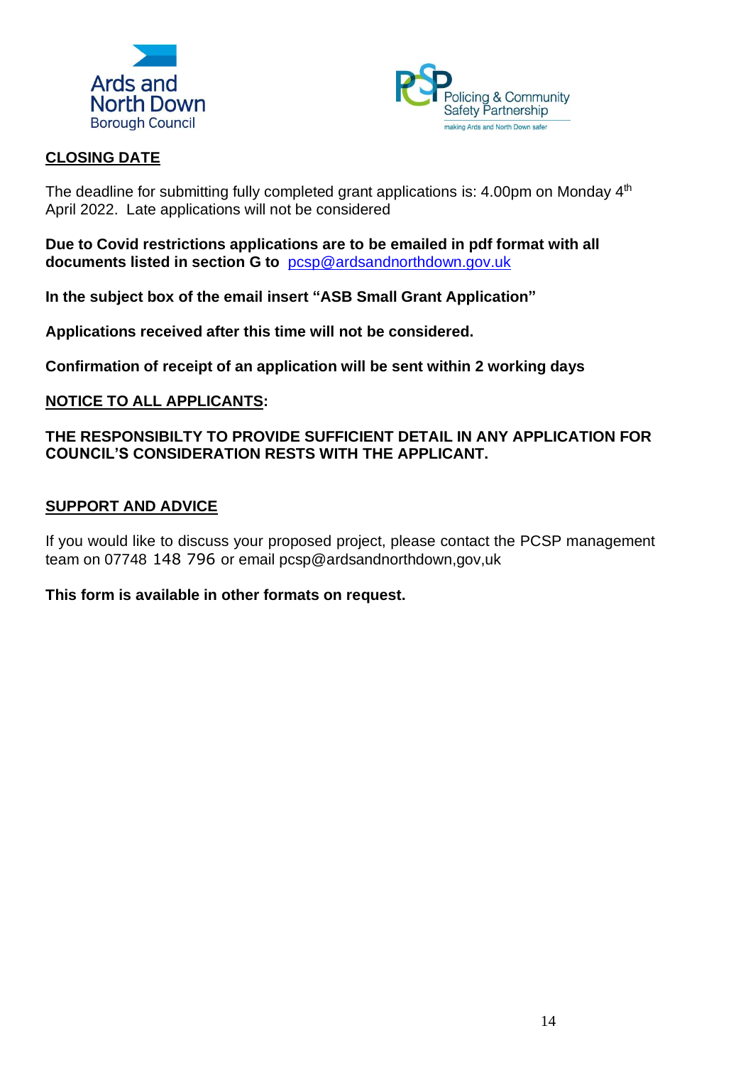## CLOSING DATE

The deadline for submitting fully completed grant applications is: 4.00pm on Monday 4th April 2022. Late applications will not be considered

**Due to Covid restrictions applications are to be emailed in pdf format with all documents listed in section G to** pcsp@ardsandnorthdown.gov.uk

**In the subject box of the email insert "ASB Small Grant Application"**

**Applications received after this time will not be considered.**

**Confirmation of receipt of an application will be sent within 2 working days**

## NOTICE TO ALL APPLICANTS:

**THE RESPONSIBILTY TO PROVIDE SUFFICIENT DETAIL IN ANY APPLICATION FOR COUNCIL'S CONSIDERATION RESTS WITH THE APPLICANT.**

## SUPPORT AND ADVICE

If you would like to discuss your proposed project, please contact the PCSP management team on 07748 148 796 or email pcsp@ardsandnorthdown,gov,uk

**This form is available in other formats on request.**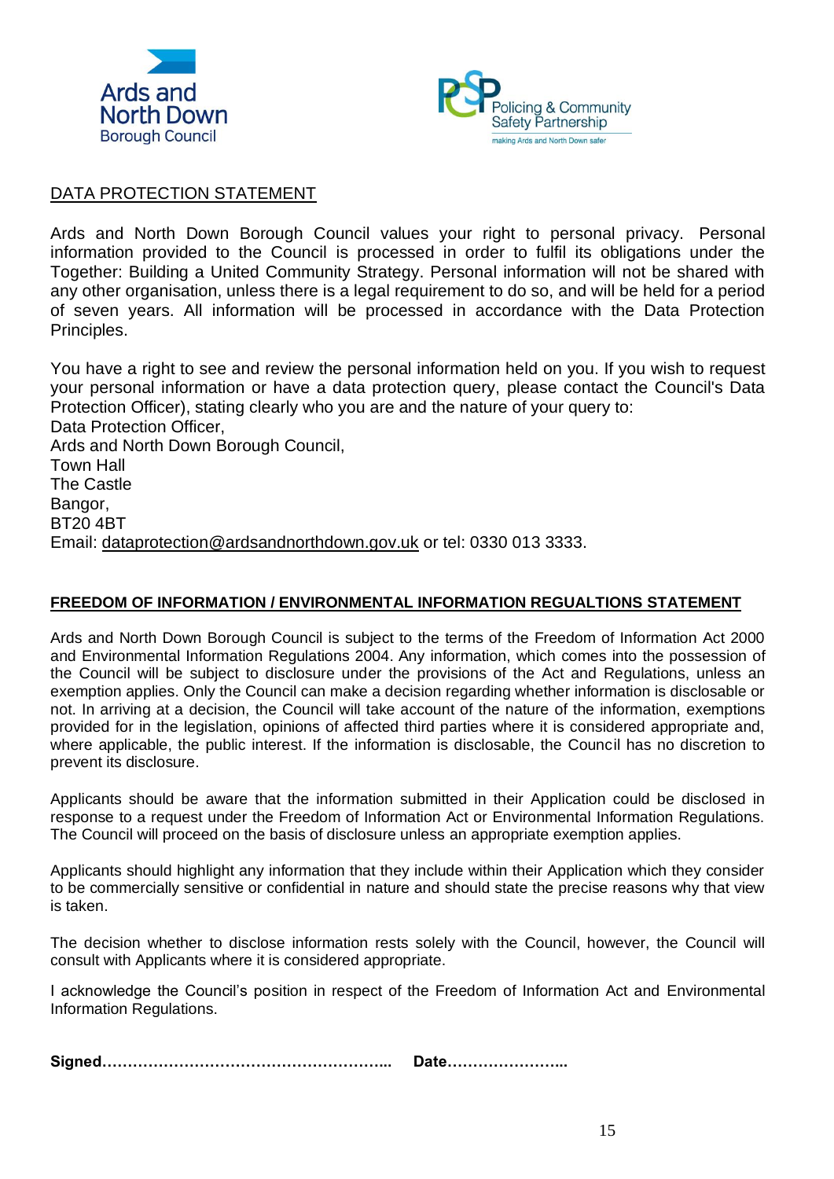Ards and North Down Borough Council

Policing & Community Safety Partnership
making Ards and North Down safer

DATA PROTECTION STATEMENT

Ards and North Down Borough Council values your right to personal privacy. Personal information provided to the Council is processed in order to fulfil its obligations under the Together: Building a United Community Strategy. Personal information will not be shared with any other organisation, unless there is a legal requirement to do so, and will be held for a period of seven years. All information will be processed in accordance with the Data Protection Principles.

You have a right to see and review the personal information held on you. If you wish to request your personal information or have a data protection query, please contact the Council's Data Protection Officer), stating clearly who you are and the nature of your query to:
Data Protection Officer,
Ards and North Down Borough Council,
Town Hall
The Castle
Bangor,
BT20 4BT
Email: dataprotection@ardsandnorthdown.gov.uk or tel: 0330 013 3333.

**FREEDOM OF INFORMATION / ENVIRONMENTAL INFORMATION REGUALTIONS STATEMENT**

Ards and North Down Borough Council is subject to the terms of the Freedom of Information Act 2000 and Environmental Information Regulations 2004. Any information, which comes into the possession of the Council will be subject to disclosure under the provisions of the Act and Regulations, unless an exemption applies. Only the Council can make a decision regarding whether information is disclosable or not. In arriving at a decision, the Council will take account of the nature of the information, exemptions provided for in the legislation, opinions of affected third parties where it is considered appropriate and, where applicable, the public interest. If the information is disclosable, the Council has no discretion to prevent its disclosure.

Applicants should be aware that the information submitted in their Application could be disclosed in response to a request under the Freedom of Information Act or Environmental Information Regulations. The Council will proceed on the basis of disclosure unless an appropriate exemption applies.

Applicants should highlight any information that they include within their Application which they consider to be commercially sensitive or confidential in nature and should state the precise reasons why that view is taken.

The decision whether to disclose information rests solely with the Council, however, the Council will consult with Applicants where it is considered appropriate.

I acknowledge the Council's position in respect of the Freedom of Information Act and Environmental Information Regulations.

**Signed………………………………………………... Date…………………..**